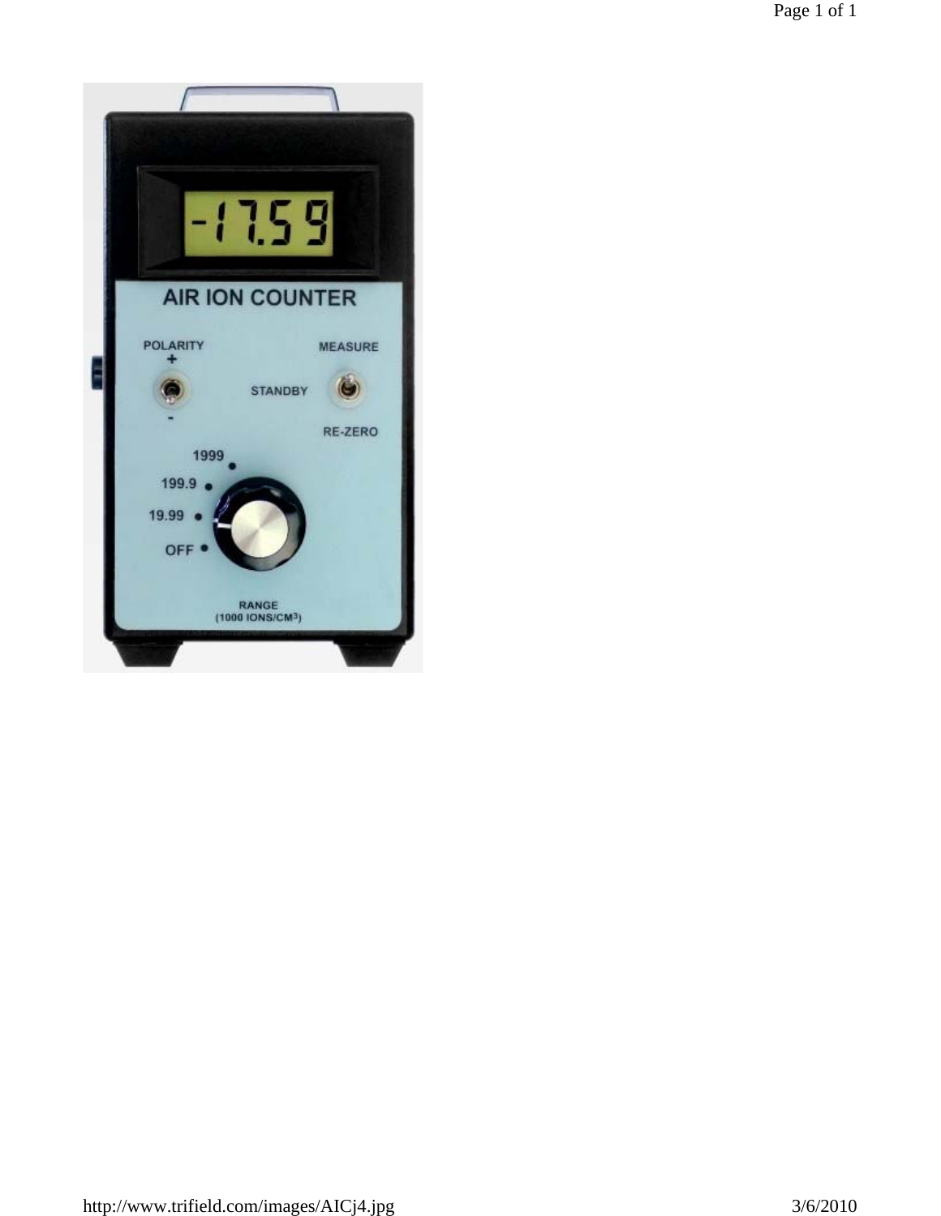-17.59

AIR ION COUNTER

POLARITY
+
-

STANDBY

MEASURE

RE-ZERO

1999
199.9
19.99
OFF

RANGE
(1000 IONS/CM$^3$)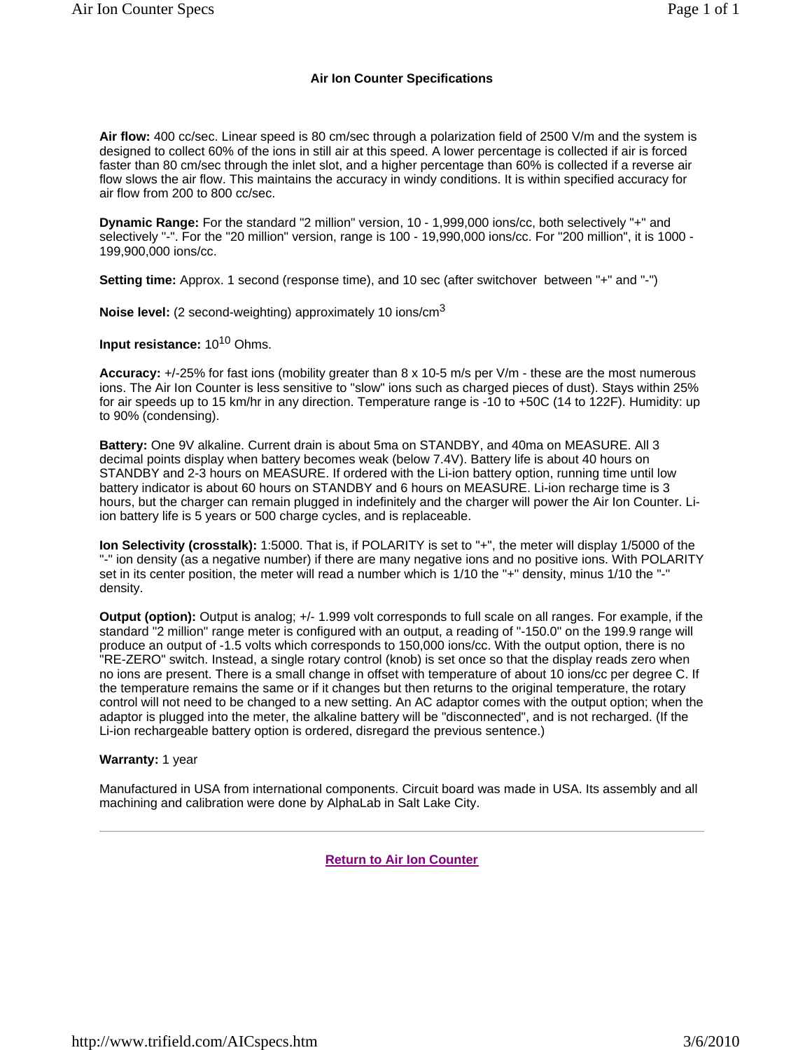## Air Ion Counter Specifications

**Air flow:** 400 cc/sec. Linear speed is 80 cm/sec through a polarization field of 2500 V/m and the system is designed to collect 60% of the ions in still air at this speed. A lower percentage is collected if air is forced faster than 80 cm/sec through the inlet slot, and a higher percentage than 60% is collected if a reverse air flow slows the air flow. This maintains the accuracy in windy conditions. It is within specified accuracy for air flow from 200 to 800 cc/sec.

**Dynamic Range:** For the standard "2 million" version, 10 - 1,999,000 ions/cc, both selectively "+" and selectively "-". For the "20 million" version, range is 100 - 19,990,000 ions/cc. For "200 million", it is 1000 - 199,900,000 ions/cc.

**Setting time:** Approx. 1 second (response time), and 10 sec (after switchover between "+" and "-")

**Noise level:** (2 second-weighting) approximately 10 ions/cm$^3$

**Input resistance:** $10^{10}$ Ohms.

**Accuracy:** +/-25% for fast ions (mobility greater than 8 x 10-5 m/s per V/m - these are the most numerous ions. The Air Ion Counter is less sensitive to "slow" ions such as charged pieces of dust). Stays within 25% for air speeds up to 15 km/hr in any direction. Temperature range is -10 to +50C (14 to 122F). Humidity: up to 90% (condensing).

**Battery:** One 9V alkaline. Current drain is about 5ma on STANDBY, and 40ma on MEASURE. All 3 decimal points display when battery becomes weak (below 7.4V). Battery life is about 40 hours on STANDBY and 2-3 hours on MEASURE. If ordered with the Li-ion battery option, running time until low battery indicator is about 60 hours on STANDBY and 6 hours on MEASURE. Li-ion recharge time is 3 hours, but the charger can remain plugged in indefinitely and the charger will power the Air Ion Counter. Li-ion battery life is 5 years or 500 charge cycles, and is replaceable.

**Ion Selectivity (crosstalk):** 1:5000. That is, if POLARITY is set to "+", the meter will display 1/5000 of the "-" ion density (as a negative number) if there are many negative ions and no positive ions. With POLARITY set in its center position, the meter will read a number which is 1/10 the "+" density, minus 1/10 the "-" density.

**Output (option):** Output is analog; +/- 1.999 volt corresponds to full scale on all ranges. For example, if the standard "2 million" range meter is configured with an output, a reading of "-150.0" on the 199.9 range will produce an output of -1.5 volts which corresponds to 150,000 ions/cc. With the output option, there is no "RE-ZERO" switch. Instead, a single rotary control (knob) is set once so that the display reads zero when no ions are present. There is a small change in offset with temperature of about 10 ions/cc per degree C. If the temperature remains the same or if it changes but then returns to the original temperature, the rotary control will not need to be changed to a new setting. An AC adaptor comes with the output option; when the adaptor is plugged into the meter, the alkaline battery will be "disconnected", and is not recharged. (If the Li-ion rechargeable battery option is ordered, disregard the previous sentence.)

**Warranty:** 1 year

Manufactured in USA from international components. Circuit board was made in USA. Its assembly and all machining and calibration were done by AlphaLab in Salt Lake City.

---

**Return to Air Ion Counter**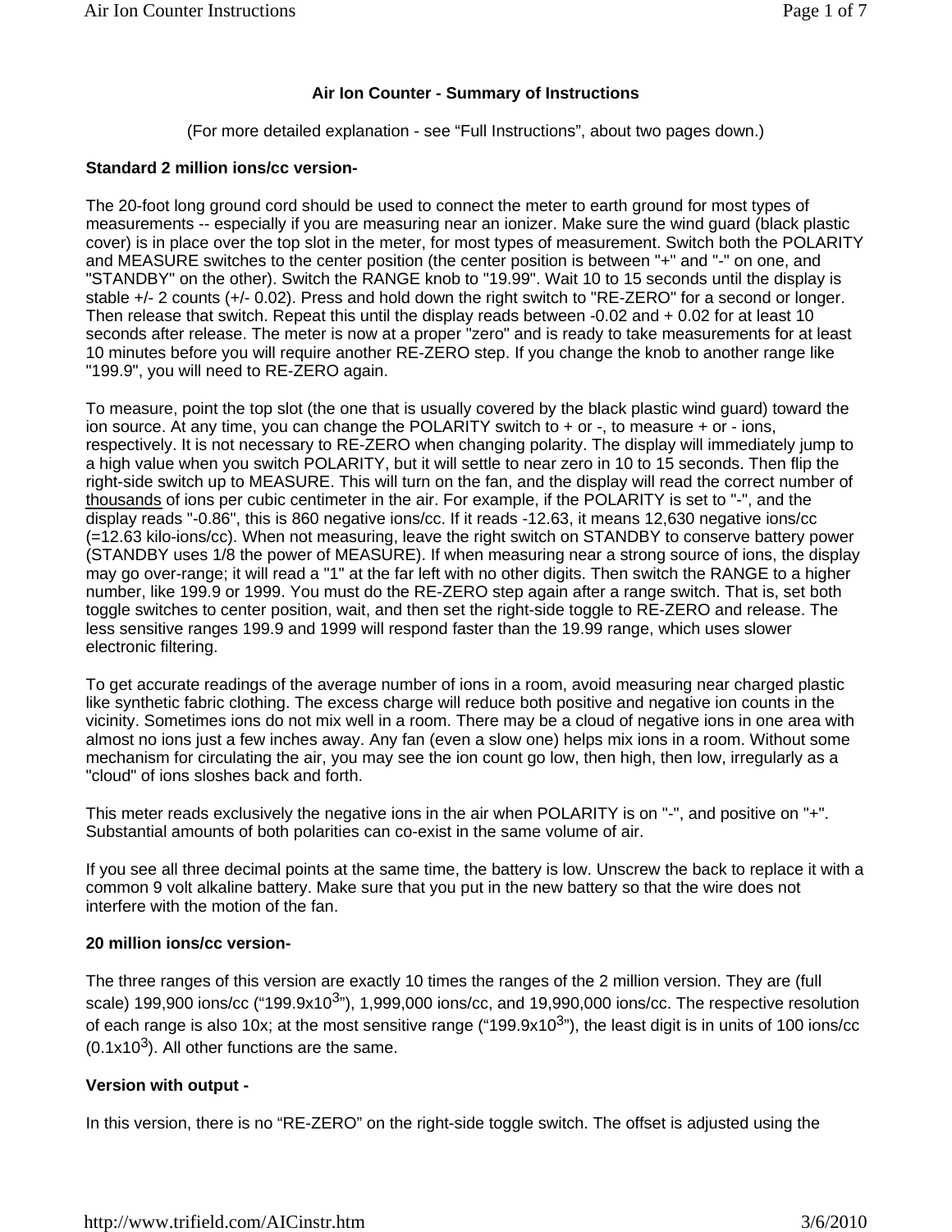# Air Ion Counter - Summary of Instructions

(For more detailed explanation - see "Full Instructions", about two pages down.)

**Standard 2 million ions/cc version-**

The 20-foot long ground cord should be used to connect the meter to earth ground for most types of measurements -- especially if you are measuring near an ionizer. Make sure the wind guard (black plastic cover) is in place over the top slot in the meter, for most types of measurement. Switch both the POLARITY and MEASURE switches to the center position (the center position is between "+" and "-" on one, and "STANDBY" on the other). Switch the RANGE knob to "19.99". Wait 10 to 15 seconds until the display is stable +/- 2 counts (+/- 0.02). Press and hold down the right switch to "RE-ZERO" for a second or longer. Then release that switch. Repeat this until the display reads between -0.02 and + 0.02 for at least 10 seconds after release. The meter is now at a proper "zero" and is ready to take measurements for at least 10 minutes before you will require another RE-ZERO step. If you change the knob to another range like "199.9", you will need to RE-ZERO again.

To measure, point the top slot (the one that is usually covered by the black plastic wind guard) toward the ion source. At any time, you can change the POLARITY switch to + or -, to measure + or - ions, respectively. It is not necessary to RE-ZERO when changing polarity. The display will immediately jump to a high value when you switch POLARITY, but it will settle to near zero in 10 to 15 seconds. Then flip the right-side switch up to MEASURE. This will turn on the fan, and the display will read the correct number of thousands of ions per cubic centimeter in the air. For example, if the POLARITY is set to "-", and the display reads "-0.86", this is 860 negative ions/cc. If it reads -12.63, it means 12,630 negative ions/cc (=12.63 kilo-ions/cc). When not measuring, leave the right switch on STANDBY to conserve battery power (STANDBY uses 1/8 the power of MEASURE). If when measuring near a strong source of ions, the display may go over-range; it will read a "1" at the far left with no other digits. Then switch the RANGE to a higher number, like 199.9 or 1999. You must do the RE-ZERO step again after a range switch. That is, set both toggle switches to center position, wait, and then set the right-side toggle to RE-ZERO and release. The less sensitive ranges 199.9 and 1999 will respond faster than the 19.99 range, which uses slower electronic filtering.

To get accurate readings of the average number of ions in a room, avoid measuring near charged plastic like synthetic fabric clothing. The excess charge will reduce both positive and negative ion counts in the vicinity. Sometimes ions do not mix well in a room. There may be a cloud of negative ions in one area with almost no ions just a few inches away. Any fan (even a slow one) helps mix ions in a room. Without some mechanism for circulating the air, you may see the ion count go low, then high, then low, irregularly as a "cloud" of ions sloshes back and forth.

This meter reads exclusively the negative ions in the air when POLARITY is on "-", and positive on "+". Substantial amounts of both polarities can co-exist in the same volume of air.

If you see all three decimal points at the same time, the battery is low. Unscrew the back to replace it with a common 9 volt alkaline battery. Make sure that you put in the new battery so that the wire does not interfere with the motion of the fan.

**20 million ions/cc version-**

The three ranges of this version are exactly 10 times the ranges of the 2 million version. They are (full scale) 199,900 ions/cc ("$199.9 \times 10^3$"), 1,999,000 ions/cc, and 19,990,000 ions/cc. The respective resolution of each range is also 10x; at the most sensitive range ("$199.9 \times 10^3$"), the least digit is in units of 100 ions/cc ($0.1 \times 10^3$). All other functions are the same.

**Version with output -**

In this version, there is no "RE-ZERO" on the right-side toggle switch. The offset is adjusted using the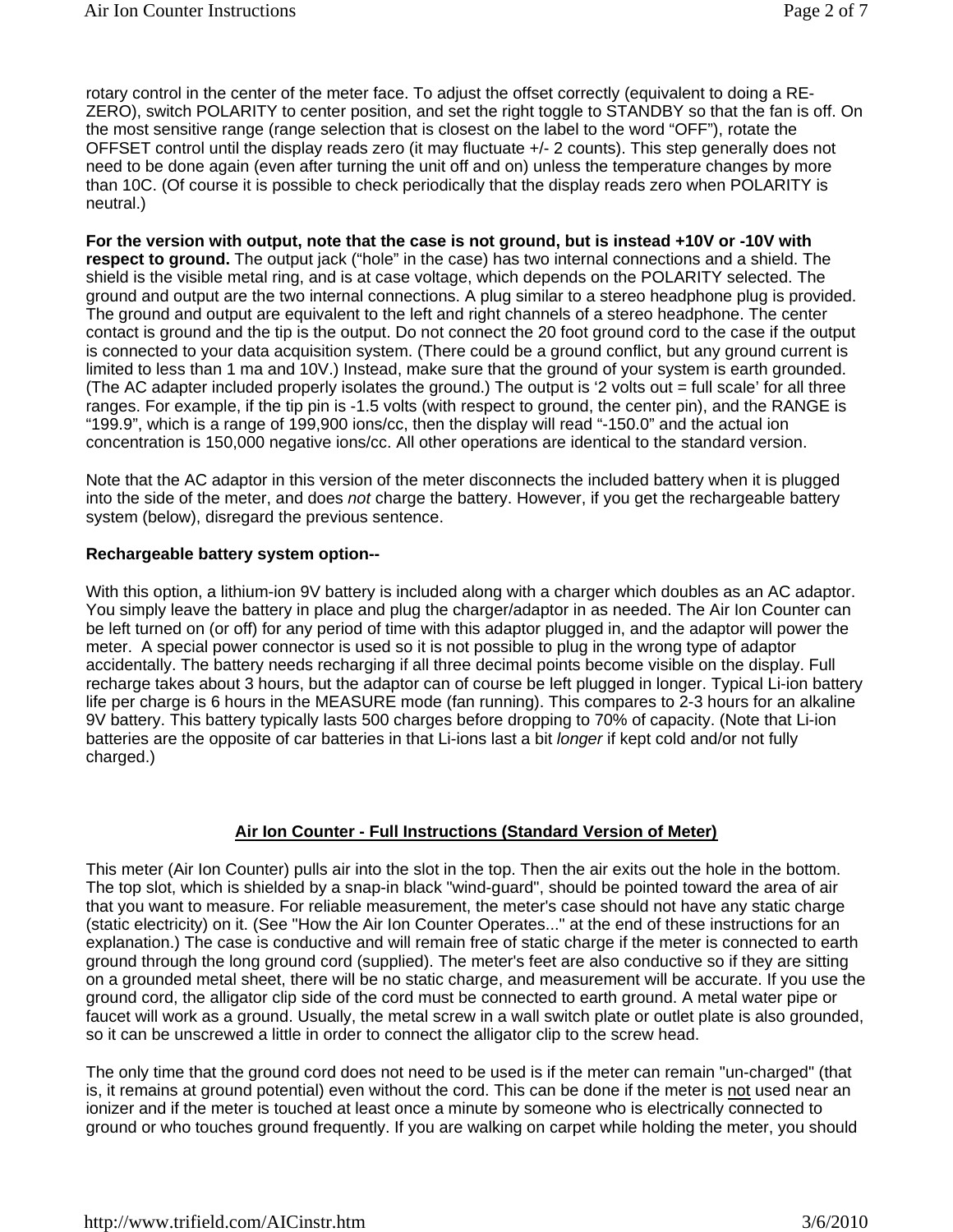rotary control in the center of the meter face. To adjust the offset correctly (equivalent to doing a RE-ZERO), switch POLARITY to center position, and set the right toggle to STANDBY so that the fan is off. On the most sensitive range (range selection that is closest on the label to the word "OFF"), rotate the OFFSET control until the display reads zero (it may fluctuate +/- 2 counts). This step generally does not need to be done again (even after turning the unit off and on) unless the temperature changes by more than 10C. (Of course it is possible to check periodically that the display reads zero when POLARITY is neutral.)

**For the version with output, note that the case is not ground, but is instead +10V or -10V with respect to ground.** The output jack ("hole" in the case) has two internal connections and a shield. The shield is the visible metal ring, and is at case voltage, which depends on the POLARITY selected. The ground and output are the two internal connections. A plug similar to a stereo headphone plug is provided. The ground and output are equivalent to the left and right channels of a stereo headphone. The center contact is ground and the tip is the output. Do not connect the 20 foot ground cord to the case if the output is connected to your data acquisition system. (There could be a ground conflict, but any ground current is limited to less than 1 ma and 10V.) Instead, make sure that the ground of your system is earth grounded. (The AC adapter included properly isolates the ground.) The output is '2 volts out = full scale' for all three ranges. For example, if the tip pin is -1.5 volts (with respect to ground, the center pin), and the RANGE is "199.9", which is a range of 199,900 ions/cc, then the display will read "-150.0" and the actual ion concentration is 150,000 negative ions/cc. All other operations are identical to the standard version.

Note that the AC adaptor in this version of the meter disconnects the included battery when it is plugged into the side of the meter, and does *not* charge the battery. However, if you get the rechargeable battery system (below), disregard the previous sentence.

**Rechargeable battery system option--**

With this option, a lithium-ion 9V battery is included along with a charger which doubles as an AC adaptor. You simply leave the battery in place and plug the charger/adaptor in as needed. The Air Ion Counter can be left turned on (or off) for any period of time with this adaptor plugged in, and the adaptor will power the meter. A special power connector is used so it is not possible to plug in the wrong type of adaptor accidentally. The battery needs recharging if all three decimal points become visible on the display. Full recharge takes about 3 hours, but the adaptor can of course be left plugged in longer. Typical Li-ion battery life per charge is 6 hours in the MEASURE mode (fan running). This compares to 2-3 hours for an alkaline 9V battery. This battery typically lasts 500 charges before dropping to 70% of capacity. (Note that Li-ion batteries are the opposite of car batteries in that Li-ions last a bit *longer* if kept cold and/or not fully charged.)

## Air Ion Counter - Full Instructions (Standard Version of Meter)

This meter (Air Ion Counter) pulls air into the slot in the top. Then the air exits out the hole in the bottom. The top slot, which is shielded by a snap-in black "wind-guard", should be pointed toward the area of air that you want to measure. For reliable measurement, the meter's case should not have any static charge (static electricity) on it. (See "How the Air Ion Counter Operates..." at the end of these instructions for an explanation.) The case is conductive and will remain free of static charge if the meter is connected to earth ground through the long ground cord (supplied). The meter's feet are also conductive so if they are sitting on a grounded metal sheet, there will be no static charge, and measurement will be accurate. If you use the ground cord, the alligator clip side of the cord must be connected to earth ground. A metal water pipe or faucet will work as a ground. Usually, the metal screw in a wall switch plate or outlet plate is also grounded, so it can be unscrewed a little in order to connect the alligator clip to the screw head.

The only time that the ground cord does not need to be used is if the meter can remain "un-charged" (that is, it remains at ground potential) even without the cord. This can be done if the meter is <u>not</u> used near an ionizer and if the meter is touched at least once a minute by someone who is electrically connected to ground or who touches ground frequently. If you are walking on carpet while holding the meter, you should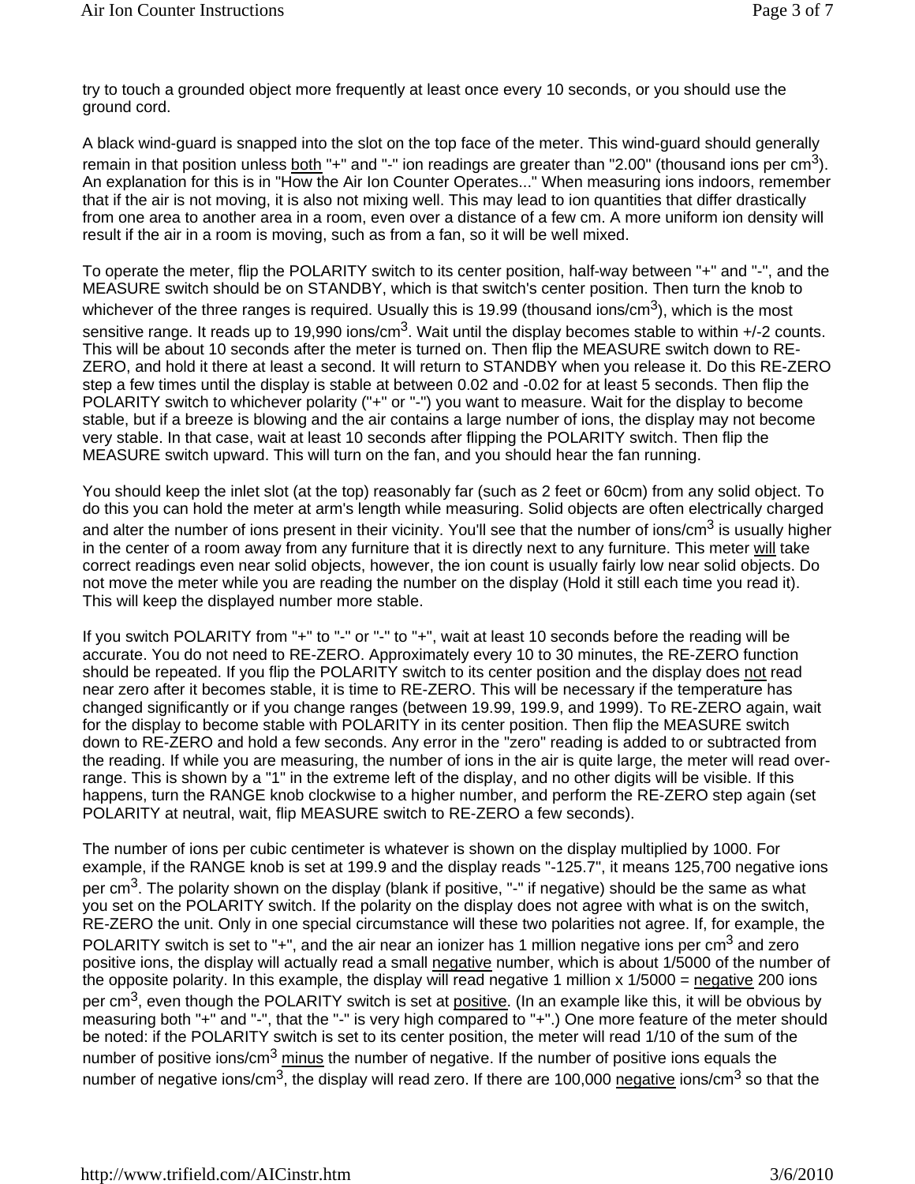try to touch a grounded object more frequently at least once every 10 seconds, or you should use the ground cord.

A black wind-guard is snapped into the slot on the top face of the meter. This wind-guard should generally remain in that position unless both "+" and "-" ion readings are greater than "2.00" (thousand ions per cm$^3$). An explanation for this is in "How the Air Ion Counter Operates..." When measuring ions indoors, remember that if the air is not moving, it is also not mixing well. This may lead to ion quantities that differ drastically from one area to another area in a room, even over a distance of a few cm. A more uniform ion density will result if the air in a room is moving, such as from a fan, so it will be well mixed.

To operate the meter, flip the POLARITY switch to its center position, half-way between "+" and "-", and the MEASURE switch should be on STANDBY, which is that switch's center position. Then turn the knob to whichever of the three ranges is required. Usually this is 19.99 (thousand ions/cm$^3$), which is the most sensitive range. It reads up to 19,990 ions/cm$^3$. Wait until the display becomes stable to within +/-2 counts. This will be about 10 seconds after the meter is turned on. Then flip the MEASURE switch down to RE-ZERO, and hold it there at least a second. It will return to STANDBY when you release it. Do this RE-ZERO step a few times until the display is stable at between 0.02 and -0.02 for at least 5 seconds. Then flip the POLARITY switch to whichever polarity ("+" or "-") you want to measure. Wait for the display to become stable, but if a breeze is blowing and the air contains a large number of ions, the display may not become very stable. In that case, wait at least 10 seconds after flipping the POLARITY switch. Then flip the MEASURE switch upward. This will turn on the fan, and you should hear the fan running.

You should keep the inlet slot (at the top) reasonably far (such as 2 feet or 60cm) from any solid object. To do this you can hold the meter at arm's length while measuring. Solid objects are often electrically charged and alter the number of ions present in their vicinity. You'll see that the number of ions/cm$^3$ is usually higher in the center of a room away from any furniture that it is directly next to any furniture. This meter will take correct readings even near solid objects, however, the ion count is usually fairly low near solid objects. Do not move the meter while you are reading the number on the display (Hold it still each time you read it). This will keep the displayed number more stable.

If you switch POLARITY from "+" to "-" or "-" to "+", wait at least 10 seconds before the reading will be accurate. You do not need to RE-ZERO. Approximately every 10 to 30 minutes, the RE-ZERO function should be repeated. If you flip the POLARITY switch to its center position and the display does not read near zero after it becomes stable, it is time to RE-ZERO. This will be necessary if the temperature has changed significantly or if you change ranges (between 19.99, 199.9, and 1999). To RE-ZERO again, wait for the display to become stable with POLARITY in its center position. Then flip the MEASURE switch down to RE-ZERO and hold a few seconds. Any error in the "zero" reading is added to or subtracted from the reading. If while you are measuring, the number of ions in the air is quite large, the meter will read over-range. This is shown by a "1" in the extreme left of the display, and no other digits will be visible. If this happens, turn the RANGE knob clockwise to a higher number, and perform the RE-ZERO step again (set POLARITY at neutral, wait, flip MEASURE switch to RE-ZERO a few seconds).

The number of ions per cubic centimeter is whatever is shown on the display multiplied by 1000. For example, if the RANGE knob is set at 199.9 and the display reads "-125.7", it means 125,700 negative ions per cm$^3$. The polarity shown on the display (blank if positive, "-" if negative) should be the same as what you set on the POLARITY switch. If the polarity on the display does not agree with what is on the switch, RE-ZERO the unit. Only in one special circumstance will these two polarities not agree. If, for example, the POLARITY switch is set to "+", and the air near an ionizer has 1 million negative ions per cm$^3$ and zero positive ions, the display will actually read a small negative number, which is about 1/5000 of the number of the opposite polarity. In this example, the display will read negative 1 million x 1/5000 = negative 200 ions per cm$^3$, even though the POLARITY switch is set at positive. (In an example like this, it will be obvious by measuring both "+" and "-", that the "-" is very high compared to "+".) One more feature of the meter should be noted: if the POLARITY switch is set to its center position, the meter will read 1/10 of the sum of the number of positive ions/cm$^3$ minus the number of negative. If the number of positive ions equals the number of negative ions/cm$^3$, the display will read zero. If there are 100,000 negative ions/cm$^3$ so that the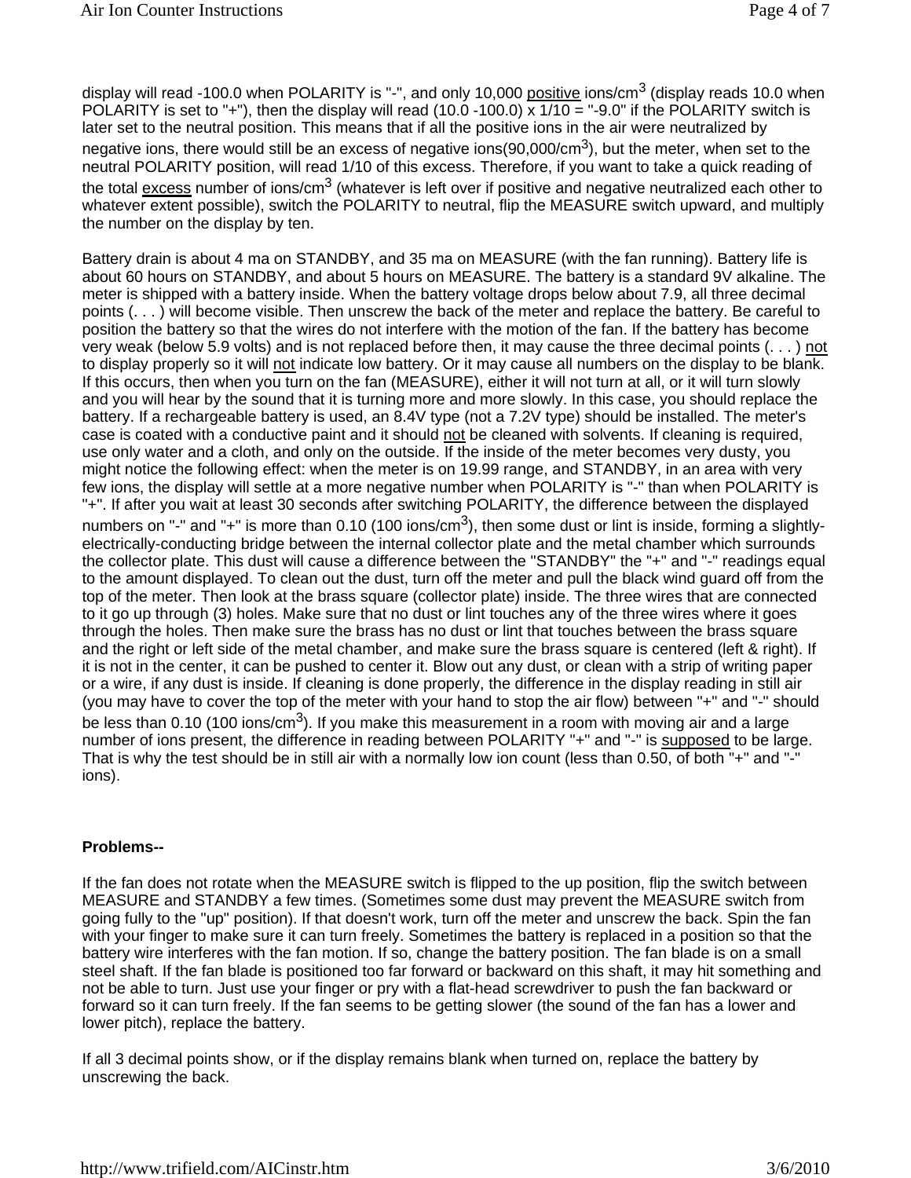display will read -100.0 when POLARITY is "-", and only 10,000 <u>positive</u> ions/cm$^3$ (display reads 10.0 when POLARITY is set to "+"), then the display will read (10.0 -100.0) x 1/10 = "-9.0" if the POLARITY switch is later set to the neutral position. This means that if all the positive ions in the air were neutralized by negative ions, there would still be an excess of negative ions(90,000/cm$^3$), but the meter, when set to the neutral POLARITY position, will read 1/10 of this excess. Therefore, if you want to take a quick reading of the total <u>excess</u> number of ions/cm$^3$ (whatever is left over if positive and negative neutralized each other to whatever extent possible), switch the POLARITY to neutral, flip the MEASURE switch upward, and multiply the number on the display by ten.

Battery drain is about 4 ma on STANDBY, and 35 ma on MEASURE (with the fan running). Battery life is about 60 hours on STANDBY, and about 5 hours on MEASURE. The battery is a standard 9V alkaline. The meter is shipped with a battery inside. When the battery voltage drops below about 7.9, all three decimal points (. . . ) will become visible. Then unscrew the back of the meter and replace the battery. Be careful to position the battery so that the wires do not interfere with the motion of the fan. If the battery has become very weak (below 5.9 volts) and is not replaced before then, it may cause the three decimal points (. . . ) <u>not</u> to display properly so it will <u>not</u> indicate low battery. Or it may cause all numbers on the display to be blank. If this occurs, then when you turn on the fan (MEASURE), either it will not turn at all, or it will turn slowly and you will hear by the sound that it is turning more and more slowly. In this case, you should replace the battery. If a rechargeable battery is used, an 8.4V type (not a 7.2V type) should be installed. The meter's case is coated with a conductive paint and it should <u>not</u> be cleaned with solvents. If cleaning is required, use only water and a cloth, and only on the outside. If the inside of the meter becomes very dusty, you might notice the following effect: when the meter is on 19.99 range, and STANDBY, in an area with very few ions, the display will settle at a more negative number when POLARITY is "-" than when POLARITY is "+". If after you wait at least 30 seconds after switching POLARITY, the difference between the displayed numbers on "-" and "+" is more than 0.10 (100 ions/cm$^3$), then some dust or lint is inside, forming a slightly-electrically-conducting bridge between the internal collector plate and the metal chamber which surrounds the collector plate. This dust will cause a difference between the "STANDBY" the "+" and "-" readings equal to the amount displayed. To clean out the dust, turn off the meter and pull the black wind guard off from the top of the meter. Then look at the brass square (collector plate) inside. The three wires that are connected to it go up through (3) holes. Make sure that no dust or lint touches any of the three wires where it goes through the holes. Then make sure the brass has no dust or lint that touches between the brass square and the right or left side of the metal chamber, and make sure the brass square is centered (left & right). If it is not in the center, it can be pushed to center it. Blow out any dust, or clean with a strip of writing paper or a wire, if any dust is inside. If cleaning is done properly, the difference in the display reading in still air (you may have to cover the top of the meter with your hand to stop the air flow) between "+" and "-" should be less than 0.10 (100 ions/cm$^3$). If you make this measurement in a room with moving air and a large number of ions present, the difference in reading between POLARITY "+" and "-" is <u>supposed</u> to be large. That is why the test should be in still air with a normally low ion count (less than 0.50, of both "+" and "-" ions).

**Problems--**

If the fan does not rotate when the MEASURE switch is flipped to the up position, flip the switch between MEASURE and STANDBY a few times. (Sometimes some dust may prevent the MEASURE switch from going fully to the "up" position). If that doesn't work, turn off the meter and unscrew the back. Spin the fan with your finger to make sure it can turn freely. Sometimes the battery is replaced in a position so that the battery wire interferes with the fan motion. If so, change the battery position. The fan blade is on a small steel shaft. If the fan blade is positioned too far forward or backward on this shaft, it may hit something and not be able to turn. Just use your finger or pry with a flat-head screwdriver to push the fan backward or forward so it can turn freely. If the fan seems to be getting slower (the sound of the fan has a lower and lower pitch), replace the battery.

If all 3 decimal points show, or if the display remains blank when turned on, replace the battery by unscrewing the back.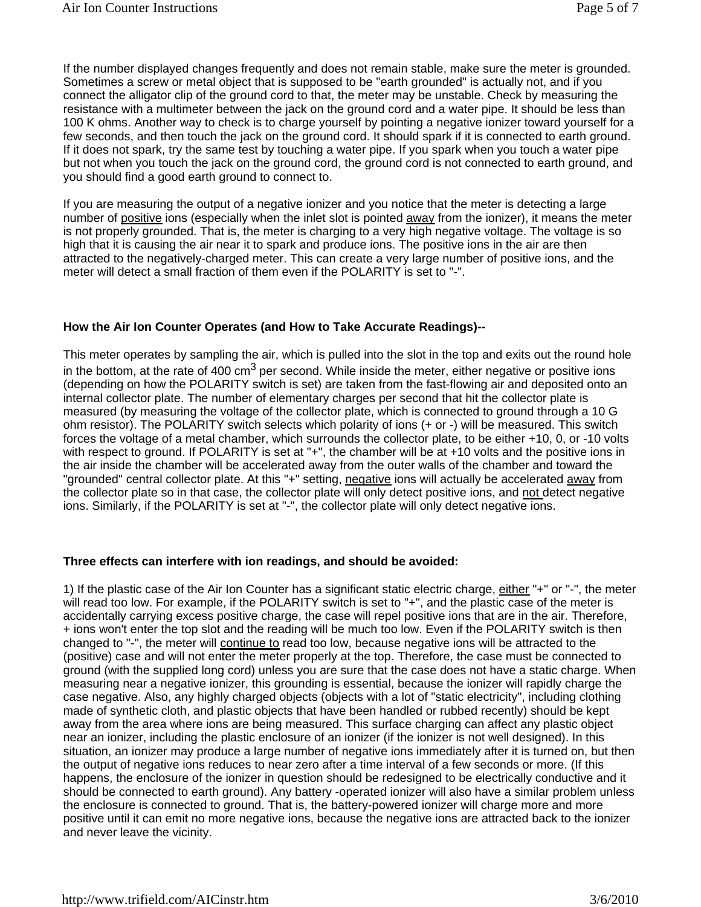If the number displayed changes frequently and does not remain stable, make sure the meter is grounded. Sometimes a screw or metal object that is supposed to be "earth grounded" is actually not, and if you connect the alligator clip of the ground cord to that, the meter may be unstable. Check by measuring the resistance with a multimeter between the jack on the ground cord and a water pipe. It should be less than 100 K ohms. Another way to check is to charge yourself by pointing a negative ionizer toward yourself for a few seconds, and then touch the jack on the ground cord. It should spark if it is connected to earth ground. If it does not spark, try the same test by touching a water pipe. If you spark when you touch a water pipe but not when you touch the jack on the ground cord, the ground cord is not connected to earth ground, and you should find a good earth ground to connect to.

If you are measuring the output of a negative ionizer and you notice that the meter is detecting a large number of positive ions (especially when the inlet slot is pointed away from the ionizer), it means the meter is not properly grounded. That is, the meter is charging to a very high negative voltage. The voltage is so high that it is causing the air near it to spark and produce ions. The positive ions in the air are then attracted to the negatively-charged meter. This can create a very large number of positive ions, and the meter will detect a small fraction of them even if the POLARITY is set to "-".

**How the Air Ion Counter Operates (and How to Take Accurate Readings)--**

This meter operates by sampling the air, which is pulled into the slot in the top and exits out the round hole in the bottom, at the rate of 400 $cm^3$ per second. While inside the meter, either negative or positive ions (depending on how the POLARITY switch is set) are taken from the fast-flowing air and deposited onto an internal collector plate. The number of elementary charges per second that hit the collector plate is measured (by measuring the voltage of the collector plate, which is connected to ground through a 10 G ohm resistor). The POLARITY switch selects which polarity of ions (+ or -) will be measured. This switch forces the voltage of a metal chamber, which surrounds the collector plate, to be either +10, 0, or -10 volts with respect to ground. If POLARITY is set at "+", the chamber will be at +10 volts and the positive ions in the air inside the chamber will be accelerated away from the outer walls of the chamber and toward the "grounded" central collector plate. At this "+" setting, negative ions will actually be accelerated away from the collector plate so in that case, the collector plate will only detect positive ions, and not detect negative ions. Similarly, if the POLARITY is set at "-", the collector plate will only detect negative ions.

**Three effects can interfere with ion readings, and should be avoided:**

1) If the plastic case of the Air Ion Counter has a significant static electric charge, either "+" or "-", the meter will read too low. For example, if the POLARITY switch is set to "+", and the plastic case of the meter is accidentally carrying excess positive charge, the case will repel positive ions that are in the air. Therefore, + ions won't enter the top slot and the reading will be much too low. Even if the POLARITY switch is then changed to "-", the meter will continue to read too low, because negative ions will be attracted to the (positive) case and will not enter the meter properly at the top. Therefore, the case must be connected to ground (with the supplied long cord) unless you are sure that the case does not have a static charge. When measuring near a negative ionizer, this grounding is essential, because the ionizer will rapidly charge the case negative. Also, any highly charged objects (objects with a lot of "static electricity", including clothing made of synthetic cloth, and plastic objects that have been handled or rubbed recently) should be kept away from the area where ions are being measured. This surface charging can affect any plastic object near an ionizer, including the plastic enclosure of an ionizer (if the ionizer is not well designed). In this situation, an ionizer may produce a large number of negative ions immediately after it is turned on, but then the output of negative ions reduces to near zero after a time interval of a few seconds or more. (If this happens, the enclosure of the ionizer in question should be redesigned to be electrically conductive and it should be connected to earth ground). Any battery -operated ionizer will also have a similar problem unless the enclosure is connected to ground. That is, the battery-powered ionizer will charge more and more positive until it can emit no more negative ions, because the negative ions are attracted back to the ionizer and never leave the vicinity.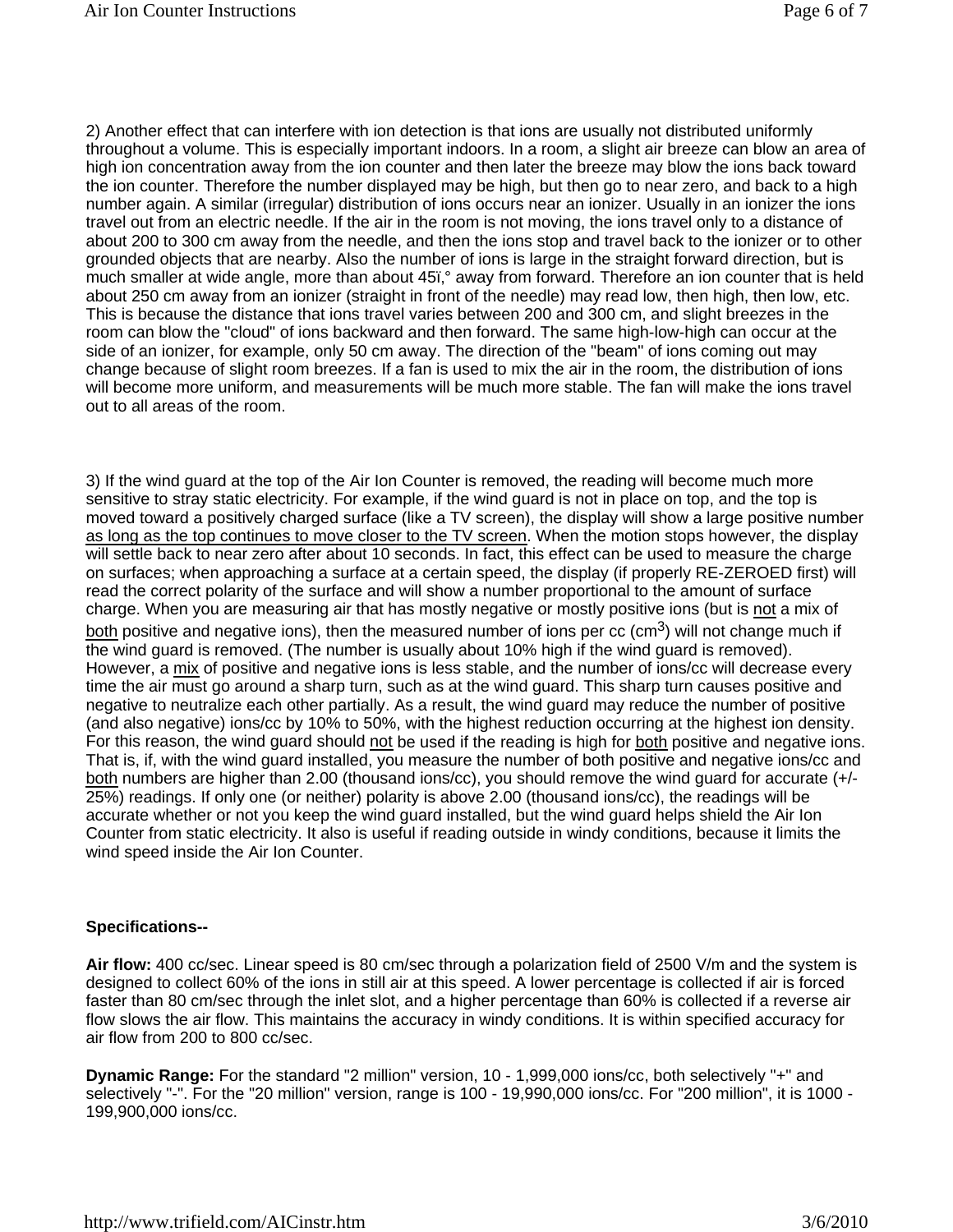2) Another effect that can interfere with ion detection is that ions are usually not distributed uniformly throughout a volume. This is especially important indoors. In a room, a slight air breeze can blow an area of high ion concentration away from the ion counter and then later the breeze may blow the ions back toward the ion counter. Therefore the number displayed may be high, but then go to near zero, and back to a high number again. A similar (irregular) distribution of ions occurs near an ionizer. Usually in an ionizer the ions travel out from an electric needle. If the air in the room is not moving, the ions travel only to a distance of about 200 to 300 cm away from the needle, and then the ions stop and travel back to the ionizer or to other grounded objects that are nearby. Also the number of ions is large in the straight forward direction, but is much smaller at wide angle, more than about 45ï,° away from forward. Therefore an ion counter that is held about 250 cm away from an ionizer (straight in front of the needle) may read low, then high, then low, etc. This is because the distance that ions travel varies between 200 and 300 cm, and slight breezes in the room can blow the "cloud" of ions backward and then forward. The same high-low-high can occur at the side of an ionizer, for example, only 50 cm away. The direction of the "beam" of ions coming out may change because of slight room breezes. If a fan is used to mix the air in the room, the distribution of ions will become more uniform, and measurements will be much more stable. The fan will make the ions travel out to all areas of the room.

3) If the wind guard at the top of the Air Ion Counter is removed, the reading will become much more sensitive to stray static electricity. For example, if the wind guard is not in place on top, and the top is moved toward a positively charged surface (like a TV screen), the display will show a large positive number as long as the top continues to move closer to the TV screen. When the motion stops however, the display will settle back to near zero after about 10 seconds. In fact, this effect can be used to measure the charge on surfaces; when approaching a surface at a certain speed, the display (if properly RE-ZEROED first) will read the correct polarity of the surface and will show a number proportional to the amount of surface charge. When you are measuring air that has mostly negative or mostly positive ions (but is not a mix of both positive and negative ions), then the measured number of ions per cc ($cm^3$) will not change much if the wind guard is removed. (The number is usually about 10% high if the wind guard is removed). However, a mix of positive and negative ions is less stable, and the number of ions/cc will decrease every time the air must go around a sharp turn, such as at the wind guard. This sharp turn causes positive and negative to neutralize each other partially. As a result, the wind guard may reduce the number of positive (and also negative) ions/cc by 10% to 50%, with the highest reduction occurring at the highest ion density. For this reason, the wind guard should not be used if the reading is high for both positive and negative ions. That is, if, with the wind guard installed, you measure the number of both positive and negative ions/cc and both numbers are higher than 2.00 (thousand ions/cc), you should remove the wind guard for accurate (+/- 25%) readings. If only one (or neither) polarity is above 2.00 (thousand ions/cc), the readings will be accurate whether or not you keep the wind guard installed, but the wind guard helps shield the Air Ion Counter from static electricity. It also is useful if reading outside in windy conditions, because it limits the wind speed inside the Air Ion Counter.

**Specifications--**

**Air flow:** 400 cc/sec. Linear speed is 80 cm/sec through a polarization field of 2500 V/m and the system is designed to collect 60% of the ions in still air at this speed. A lower percentage is collected if air is forced faster than 80 cm/sec through the inlet slot, and a higher percentage than 60% is collected if a reverse air flow slows the air flow. This maintains the accuracy in windy conditions. It is within specified accuracy for air flow from 200 to 800 cc/sec.

**Dynamic Range:** For the standard "2 million" version, 10 - 1,999,000 ions/cc, both selectively "+" and selectively "-". For the "20 million" version, range is 100 - 19,990,000 ions/cc. For "200 million", it is 1000 - 199,900,000 ions/cc.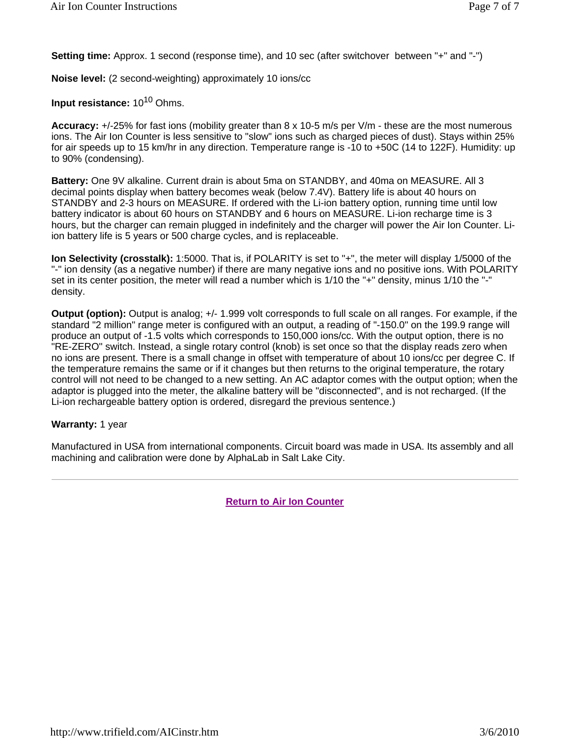**Setting time:** Approx. 1 second (response time), and 10 sec (after switchover between "+" and "-")

**Noise level:** (2 second-weighting) approximately 10 ions/cc

**Input resistance:** $10^{10}$ Ohms.

**Accuracy:** +/-25% for fast ions (mobility greater than 8 x 10-5 m/s per V/m - these are the most numerous ions. The Air Ion Counter is less sensitive to "slow" ions such as charged pieces of dust). Stays within 25% for air speeds up to 15 km/hr in any direction. Temperature range is -10 to +50C (14 to 122F). Humidity: up to 90% (condensing).

**Battery:** One 9V alkaline. Current drain is about 5ma on STANDBY, and 40ma on MEASURE. All 3 decimal points display when battery becomes weak (below 7.4V). Battery life is about 40 hours on STANDBY and 2-3 hours on MEASURE. If ordered with the Li-ion battery option, running time until low battery indicator is about 60 hours on STANDBY and 6 hours on MEASURE. Li-ion recharge time is 3 hours, but the charger can remain plugged in indefinitely and the charger will power the Air Ion Counter. Li-ion battery life is 5 years or 500 charge cycles, and is replaceable.

**Ion Selectivity (crosstalk):** 1:5000. That is, if POLARITY is set to "+", the meter will display 1/5000 of the "-" ion density (as a negative number) if there are many negative ions and no positive ions. With POLARITY set in its center position, the meter will read a number which is 1/10 the "+" density, minus 1/10 the "-" density.

**Output (option):** Output is analog; +/- 1.999 volt corresponds to full scale on all ranges. For example, if the standard "2 million" range meter is configured with an output, a reading of "-150.0" on the 199.9 range will produce an output of -1.5 volts which corresponds to 150,000 ions/cc. With the output option, there is no "RE-ZERO" switch. Instead, a single rotary control (knob) is set once so that the display reads zero when no ions are present. There is a small change in offset with temperature of about 10 ions/cc per degree C. If the temperature remains the same or if it changes but then returns to the original temperature, the rotary control will not need to be changed to a new setting. An AC adaptor comes with the output option; when the adaptor is plugged into the meter, the alkaline battery will be "disconnected", and is not recharged. (If the Li-ion rechargeable battery option is ordered, disregard the previous sentence.)

**Warranty:** 1 year

Manufactured in USA from international components. Circuit board was made in USA. Its assembly and all machining and calibration were done by AlphaLab in Salt Lake City.

---

**Return to Air Ion Counter**